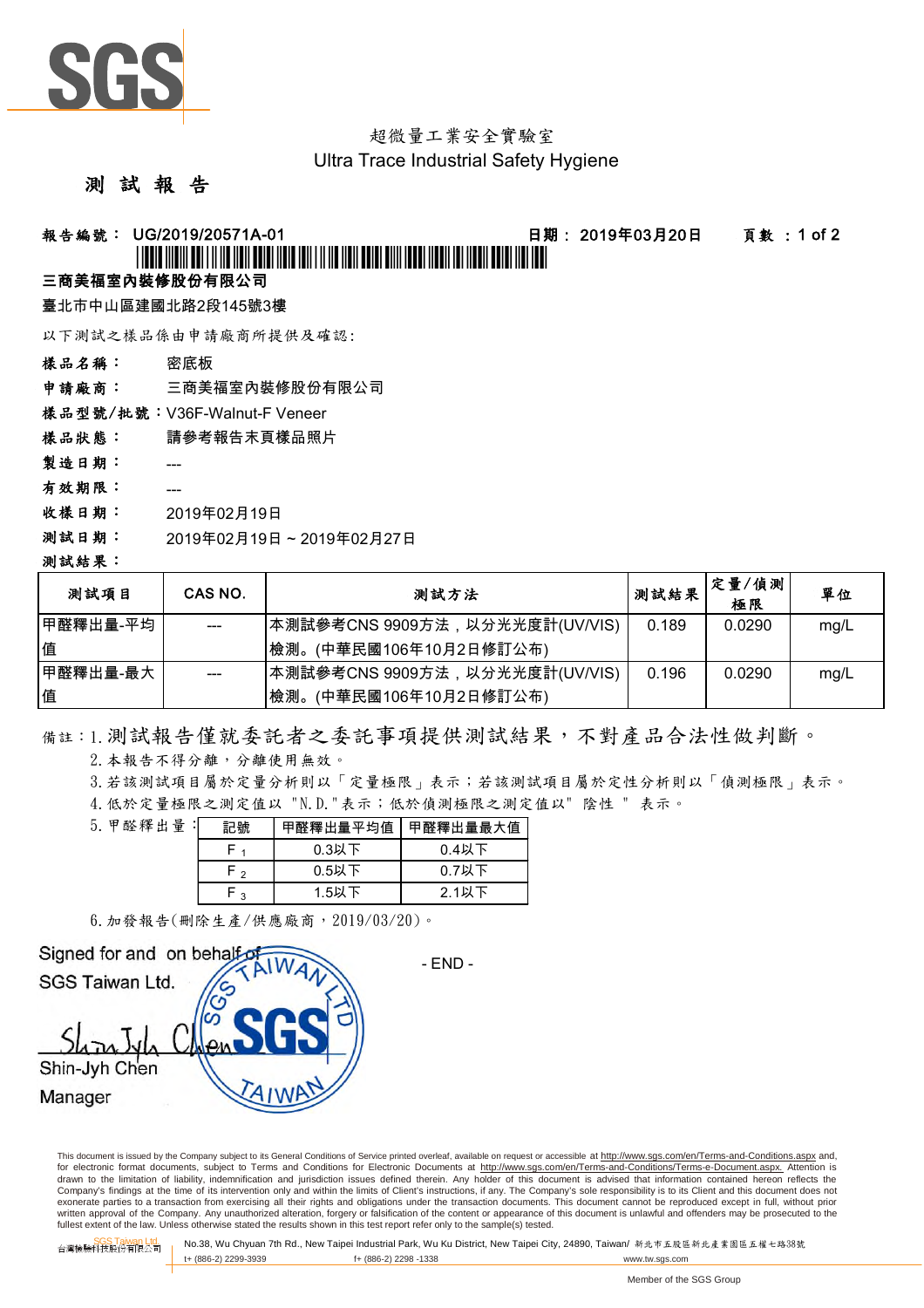超微量工業安全實驗室

Ultra Trace Industrial Safety Hygiene

# 測 試 報 告

**報告編號：UG/2019/20571A-01** **日期：2019年03月20日** **頁數：1 of 2**

**三商美福室內裝修股份有限公司**

臺北市中山區建國北路2段145號3樓

以下測試之樣品係由申請廠商所提供及確認:

**樣品名稱：** 密底板

**申請廠商：** 三商美福室內裝修股份有限公司

**樣品型號/批號：** V36F-Walnut-F Veneer

**樣品狀態：** 請參考報告末頁樣品照片

**製造日期：** ---

**有效期限：** ---

**收樣日期：** 2019年02月19日

**測試日期：** 2019年02月19日 ~ 2019年02月27日

**測試結果：**

| 測試項目 | CAS NO. | 測試方法 | 測試結果 | 定量/偵測極限 | 單位 |
|---|---|---|---|---|---|
| 甲醛釋出量-平均值 | --- | 本測試參考CNS 9909方法，以分光光度計(UV/VIS)檢測。(中華民國106年10月2日修訂公布) | 0.189 | 0.0290 | mg/L |
| 甲醛釋出量-最大值 | --- | 本測試參考CNS 9909方法，以分光光度計(UV/VIS)檢測。(中華民國106年10月2日修訂公布) | 0.196 | 0.0290 | mg/L |

備註：1. 測試報告僅就委託者之委託事項提供測試結果，不對產品合法性做判斷。

2. 本報告不得分離，分離使用無效。

3. 若該測試項目屬於定量分析則以「定量極限」表示；若該測試項目屬於定性分析則以「偵測極限」表示。

4. 低於定量極限之測定值以 "N.D."表示；低於偵測極限之測定值以" 陰性 " 表示。

5. 甲醛釋出量：

| 記號 | 甲醛釋出量平均值 | 甲醛釋出量最大值 |
|---|---|---|
| $F_1$ | 0.3以下 | 0.4以下 |
| $F_2$ | 0.5以下 | 0.7以下 |
| $F_3$ | 1.5以下 | 2.1以下 |

6. 加發報告(刪除生產/供應廠商，2019/03/20)。

Signed for and on behalf of
SGS Taiwan Ltd.

Shin-Jyh Chen
Manager

- END -

This document is issued by the Company subject to its General Conditions of Service printed overleaf, available on request or accessible at http://www.sgs.com/en/Terms-and-Conditions.aspx and, for electronic format documents, subject to Terms and Conditions for Electronic Documents at http://www.sgs.com/en/Terms-and-Conditions/Terms-e-Document.aspx. Attention is drawn to the limitation of liability, indemnification and jurisdiction issues defined therein. Any holder of this document is advised that information contained hereon reflects the Company's findings at the time of its intervention only and within the limits of Client's instructions, if any. The Company's sole responsibility is to its Client and this document does not exonerate parties to a transaction from exercising all their rights and obligations under the transaction documents. This document cannot be reproduced except in full, without prior written approval of the Company. Any unauthorized alteration, forgery or falsification of the content or appearance of this document is unlawful and offenders may be prosecuted to the fullest extent of the law. Unless otherwise stated the results shown in this test report refer only to the sample(s) tested.

台灣檢驗科技股份有限公司 No.38, Wu Chyuan 7th Rd., New Taipei Industrial Park, Wu Ku District, New Taipei City, 24890, Taiwan/ 新北市五股區新北產業園區五權七路38號 t+ (886-2) 2299-3939 f+ (886-2) 2298 -1338 www.tw.sgs.com

Member of the SGS Group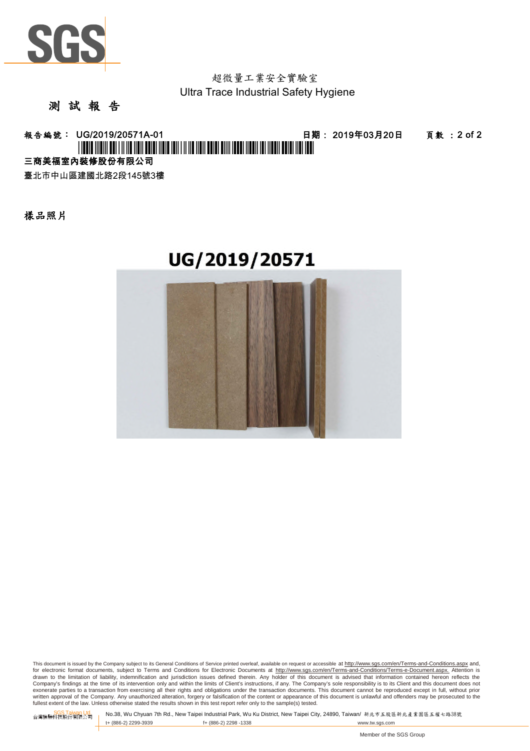超微量工業安全實驗室
Ultra Trace Industrial Safety Hygiene

# 測 試 報 告

**報告編號：** UG/2019/20571A-01　　**日期：** 2019年03月20日　　**頁數 ：** 2 of 2

**三商美福室內裝修股份有限公司**

臺北市中山區建國北路2段145號3樓

## 樣品照片

UG/2019/20571

This document is issued by the Company subject to its General Conditions of Service printed overleaf, available on request or accessible at http://www.sgs.com/en/Terms-and-Conditions.aspx and, for electronic format documents, subject to Terms and Conditions for Electronic Documents at http://www.sgs.com/en/Terms-and-Conditions/Terms-e-Document.aspx. Attention is drawn to the limitation of liability, indemnification and jurisdiction issues defined therein. Any holder of this document is advised that information contained hereon reflects the Company's findings at the time of its intervention only and within the limits of Client's instructions, if any. The Company's sole responsibility is to its Client and this document does not exonerate parties to a transaction from exercising all their rights and obligations under the transaction documents. This document cannot be reproduced except in full, without prior written approval of the Company. Any unauthorized alteration, forgery or falsification of the content or appearance of this document is unlawful and offenders may be prosecuted to the fullest extent of the law. Unless otherwise stated the results shown in this test report refer only to the sample(s) tested.

SGS Taiwan Ltd. 台灣檢驗科技股份有限公司　No.38, Wu Chyuan 7th Rd., New Taipei Industrial Park, Wu Ku District, New Taipei City, 24890, Taiwan/ 新北市五股區新北產業園區五權七路38號
t+ (886-2) 2299-3939　f+ (886-2) 2298 -1338　www.tw.sgs.com

Member of the SGS Group